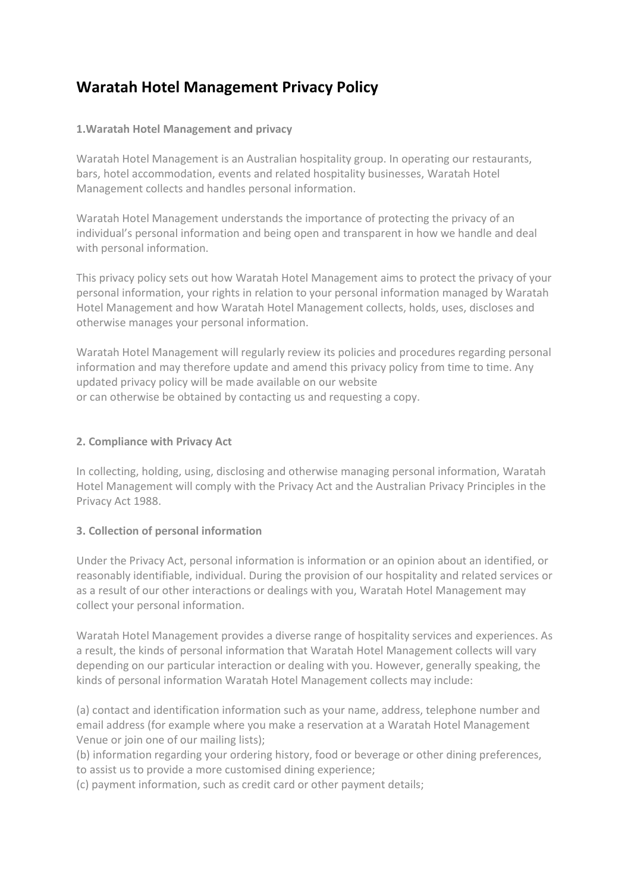# Waratah Hotel Management Privacy Policy

**1.Waratah Hotel Management and privacy**

Waratah Hotel Management is an Australian hospitality group. In operating our restaurants, bars, hotel accommodation, events and related hospitality businesses, Waratah Hotel Management collects and handles personal information.

Waratah Hotel Management understands the importance of protecting the privacy of an individual's personal information and being open and transparent in how we handle and deal with personal information.

This privacy policy sets out how Waratah Hotel Management aims to protect the privacy of your personal information, your rights in relation to your personal information managed by Waratah Hotel Management and how Waratah Hotel Management collects, holds, uses, discloses and otherwise manages your personal information.

Waratah Hotel Management will regularly review its policies and procedures regarding personal information and may therefore update and amend this privacy policy from time to time. Any updated privacy policy will be made available on our website
or can otherwise be obtained by contacting us and requesting a copy.

**2. Compliance with Privacy Act**

In collecting, holding, using, disclosing and otherwise managing personal information, Waratah Hotel Management will comply with the Privacy Act and the Australian Privacy Principles in the Privacy Act 1988.

**3. Collection of personal information**

Under the Privacy Act, personal information is information or an opinion about an identified, or reasonably identifiable, individual. During the provision of our hospitality and related services or as a result of our other interactions or dealings with you, Waratah Hotel Management may collect your personal information.

Waratah Hotel Management provides a diverse range of hospitality services and experiences. As a result, the kinds of personal information that Waratah Hotel Management collects will vary depending on our particular interaction or dealing with you. However, generally speaking, the kinds of personal information Waratah Hotel Management collects may include:

(a) contact and identification information such as your name, address, telephone number and email address (for example where you make a reservation at a Waratah Hotel Management Venue or join one of our mailing lists);
(b) information regarding your ordering history, food or beverage or other dining preferences, to assist us to provide a more customised dining experience;
(c) payment information, such as credit card or other payment details;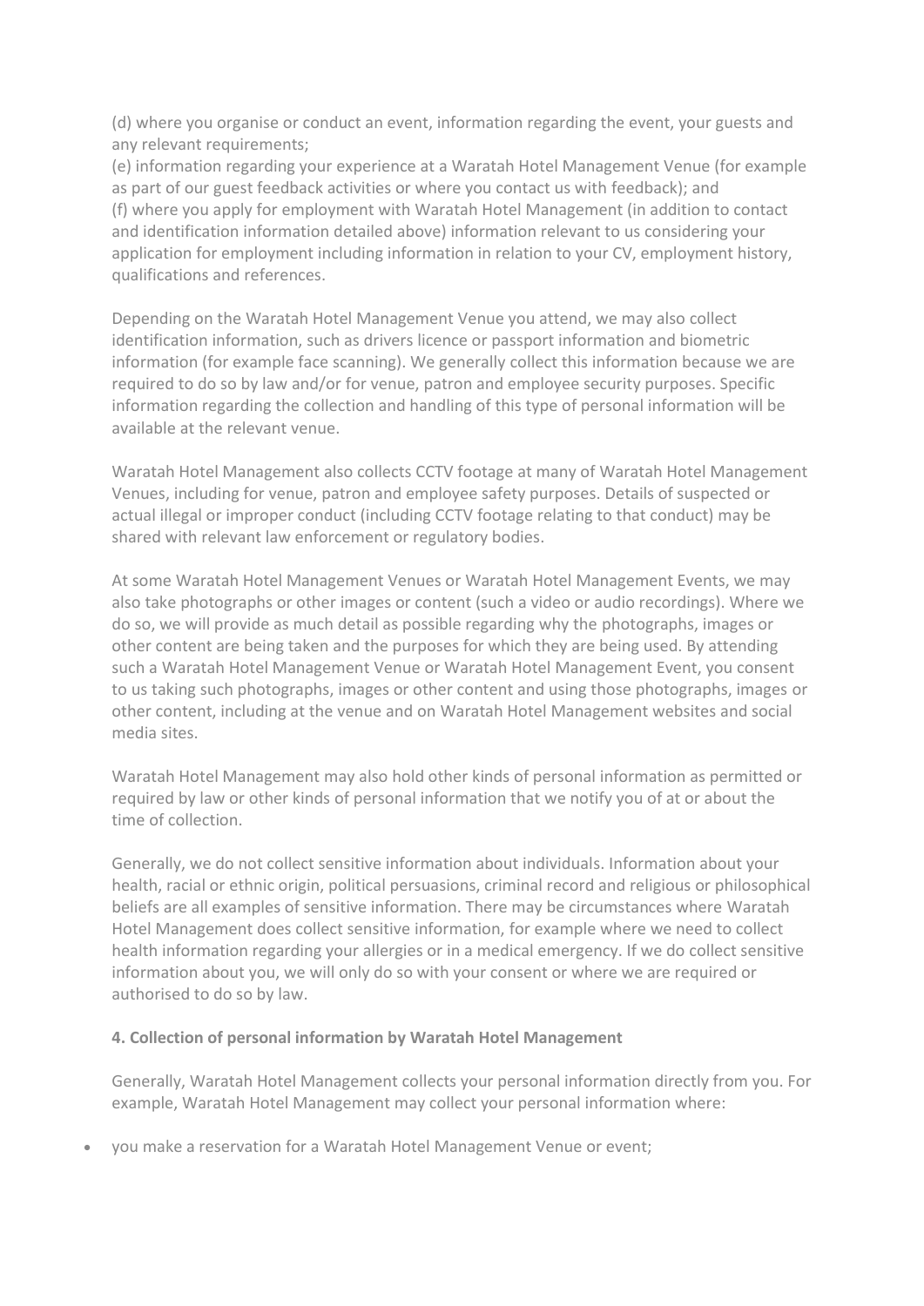(d) where you organise or conduct an event, information regarding the event, your guests and any relevant requirements;
(e) information regarding your experience at a Waratah Hotel Management Venue (for example as part of our guest feedback activities or where you contact us with feedback); and
(f) where you apply for employment with Waratah Hotel Management (in addition to contact and identification information detailed above) information relevant to us considering your application for employment including information in relation to your CV, employment history, qualifications and references.

Depending on the Waratah Hotel Management Venue you attend, we may also collect identification information, such as drivers licence or passport information and biometric information (for example face scanning). We generally collect this information because we are required to do so by law and/or for venue, patron and employee security purposes. Specific information regarding the collection and handling of this type of personal information will be available at the relevant venue.

Waratah Hotel Management also collects CCTV footage at many of Waratah Hotel Management Venues, including for venue, patron and employee safety purposes. Details of suspected or actual illegal or improper conduct (including CCTV footage relating to that conduct) may be shared with relevant law enforcement or regulatory bodies.

At some Waratah Hotel Management Venues or Waratah Hotel Management Events, we may also take photographs or other images or content (such a video or audio recordings). Where we do so, we will provide as much detail as possible regarding why the photographs, images or other content are being taken and the purposes for which they are being used. By attending such a Waratah Hotel Management Venue or Waratah Hotel Management Event, you consent to us taking such photographs, images or other content and using those photographs, images or other content, including at the venue and on Waratah Hotel Management websites and social media sites.

Waratah Hotel Management may also hold other kinds of personal information as permitted or required by law or other kinds of personal information that we notify you of at or about the time of collection.

Generally, we do not collect sensitive information about individuals. Information about your health, racial or ethnic origin, political persuasions, criminal record and religious or philosophical beliefs are all examples of sensitive information. There may be circumstances where Waratah Hotel Management does collect sensitive information, for example where we need to collect health information regarding your allergies or in a medical emergency. If we do collect sensitive information about you, we will only do so with your consent or where we are required or authorised to do so by law.

**4. Collection of personal information by Waratah Hotel Management**

Generally, Waratah Hotel Management collects your personal information directly from you. For example, Waratah Hotel Management may collect your personal information where:

- you make a reservation for a Waratah Hotel Management Venue or event;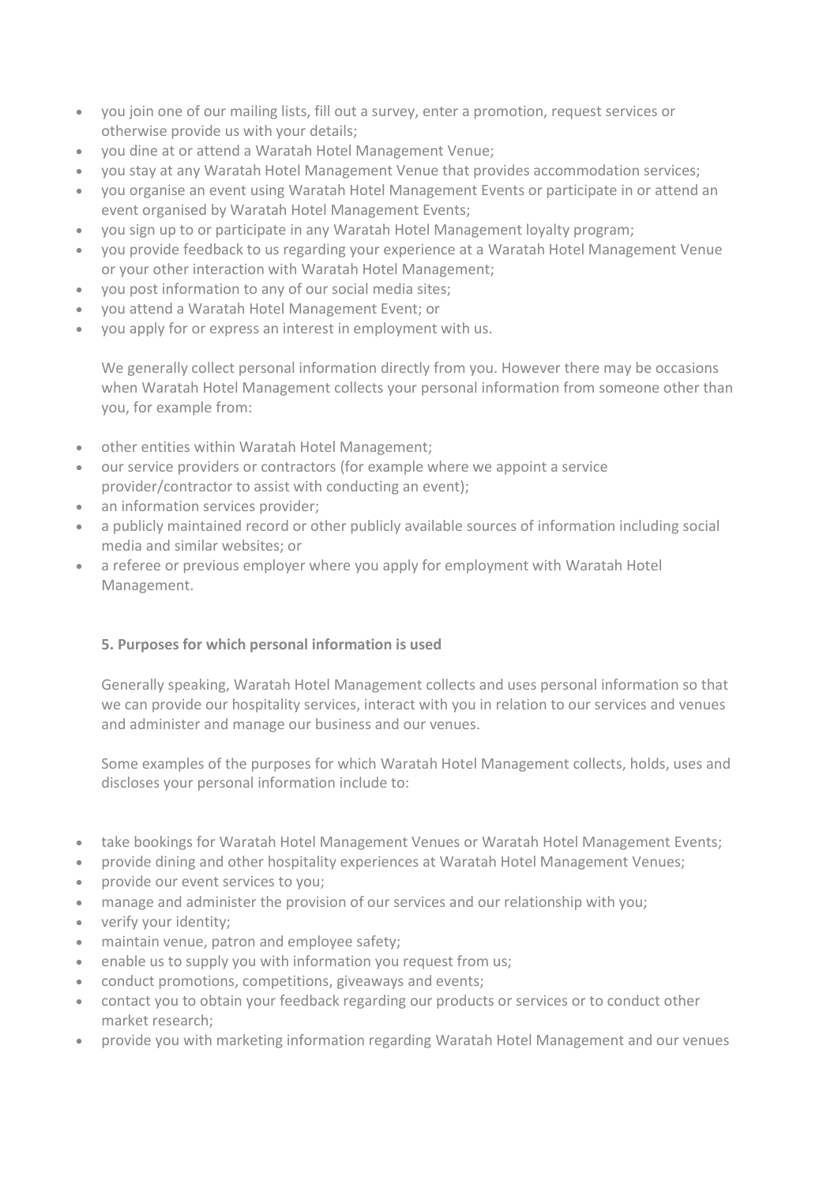- you join one of our mailing lists, fill out a survey, enter a promotion, request services or otherwise provide us with your details;
- you dine at or attend a Waratah Hotel Management Venue;
- you stay at any Waratah Hotel Management Venue that provides accommodation services;
- you organise an event using Waratah Hotel Management Events or participate in or attend an event organised by Waratah Hotel Management Events;
- you sign up to or participate in any Waratah Hotel Management loyalty program;
- you provide feedback to us regarding your experience at a Waratah Hotel Management Venue or your other interaction with Waratah Hotel Management;
- you post information to any of our social media sites;
- you attend a Waratah Hotel Management Event; or
- you apply for or express an interest in employment with us.

We generally collect personal information directly from you. However there may be occasions when Waratah Hotel Management collects your personal information from someone other than you, for example from:

- other entities within Waratah Hotel Management;
- our service providers or contractors (for example where we appoint a service provider/contractor to assist with conducting an event);
- an information services provider;
- a publicly maintained record or other publicly available sources of information including social media and similar websites; or
- a referee or previous employer where you apply for employment with Waratah Hotel Management.

**5. Purposes for which personal information is used**

Generally speaking, Waratah Hotel Management collects and uses personal information so that we can provide our hospitality services, interact with you in relation to our services and venues and administer and manage our business and our venues.

Some examples of the purposes for which Waratah Hotel Management collects, holds, uses and discloses your personal information include to:

- take bookings for Waratah Hotel Management Venues or Waratah Hotel Management Events;
- provide dining and other hospitality experiences at Waratah Hotel Management Venues;
- provide our event services to you;
- manage and administer the provision of our services and our relationship with you;
- verify your identity;
- maintain venue, patron and employee safety;
- enable us to supply you with information you request from us;
- conduct promotions, competitions, giveaways and events;
- contact you to obtain your feedback regarding our products or services or to conduct other market research;
- provide you with marketing information regarding Waratah Hotel Management and our venues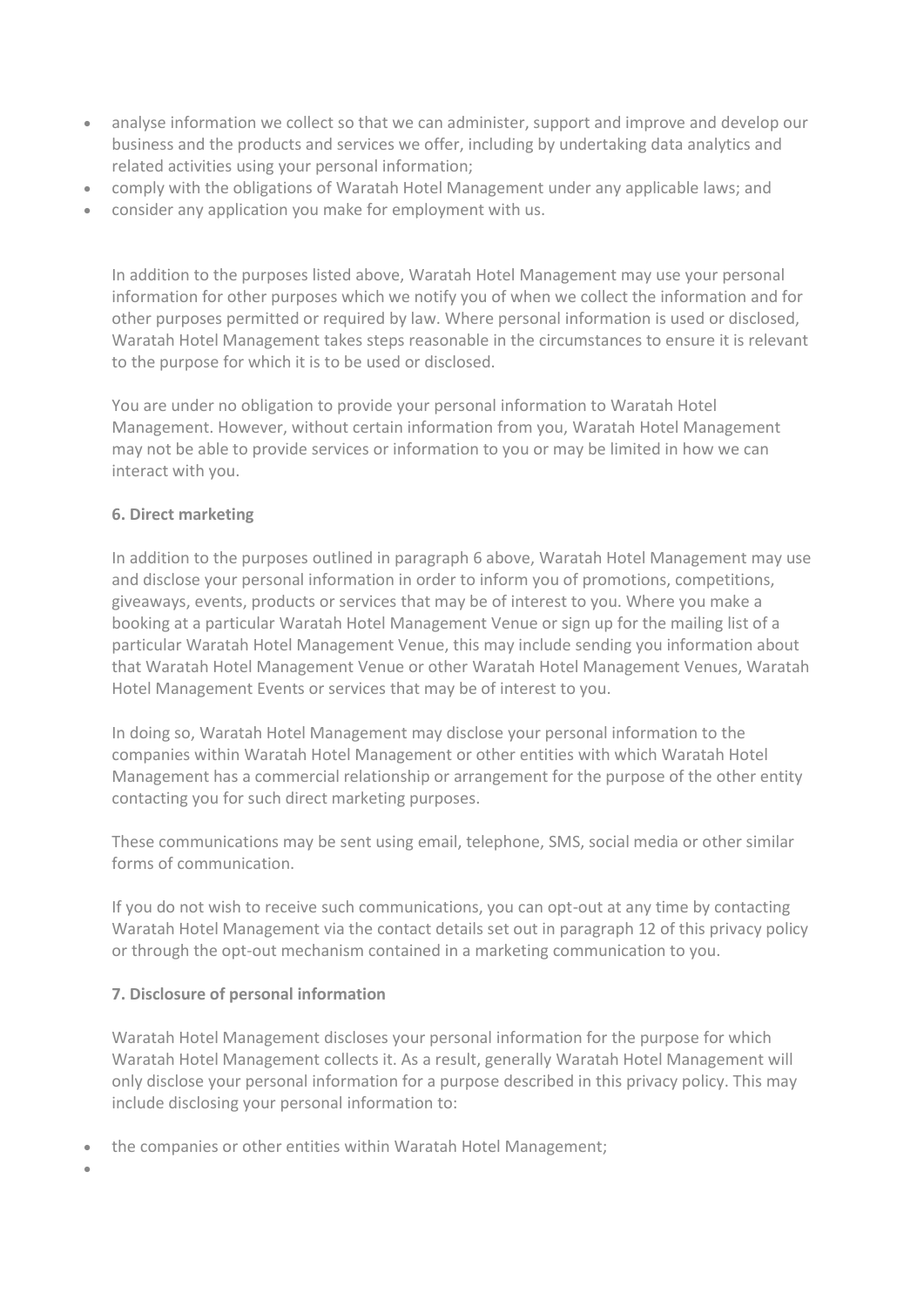- analyse information we collect so that we can administer, support and improve and develop our business and the products and services we offer, including by undertaking data analytics and related activities using your personal information;
- comply with the obligations of Waratah Hotel Management under any applicable laws; and
- consider any application you make for employment with us.

In addition to the purposes listed above, Waratah Hotel Management may use your personal information for other purposes which we notify you of when we collect the information and for other purposes permitted or required by law. Where personal information is used or disclosed, Waratah Hotel Management takes steps reasonable in the circumstances to ensure it is relevant to the purpose for which it is to be used or disclosed.

You are under no obligation to provide your personal information to Waratah Hotel Management. However, without certain information from you, Waratah Hotel Management may not be able to provide services or information to you or may be limited in how we can interact with you.

**6. Direct marketing**

In addition to the purposes outlined in paragraph 6 above, Waratah Hotel Management may use and disclose your personal information in order to inform you of promotions, competitions, giveaways, events, products or services that may be of interest to you. Where you make a booking at a particular Waratah Hotel Management Venue or sign up for the mailing list of a particular Waratah Hotel Management Venue, this may include sending you information about that Waratah Hotel Management Venue or other Waratah Hotel Management Venues, Waratah Hotel Management Events or services that may be of interest to you.

In doing so, Waratah Hotel Management may disclose your personal information to the companies within Waratah Hotel Management or other entities with which Waratah Hotel Management has a commercial relationship or arrangement for the purpose of the other entity contacting you for such direct marketing purposes.

These communications may be sent using email, telephone, SMS, social media or other similar forms of communication.

If you do not wish to receive such communications, you can opt-out at any time by contacting Waratah Hotel Management via the contact details set out in paragraph 12 of this privacy policy or through the opt-out mechanism contained in a marketing communication to you.

**7. Disclosure of personal information**

Waratah Hotel Management discloses your personal information for the purpose for which Waratah Hotel Management collects it. As a result, generally Waratah Hotel Management will only disclose your personal information for a purpose described in this privacy policy. This may include disclosing your personal information to:

- the companies or other entities within Waratah Hotel Management;
-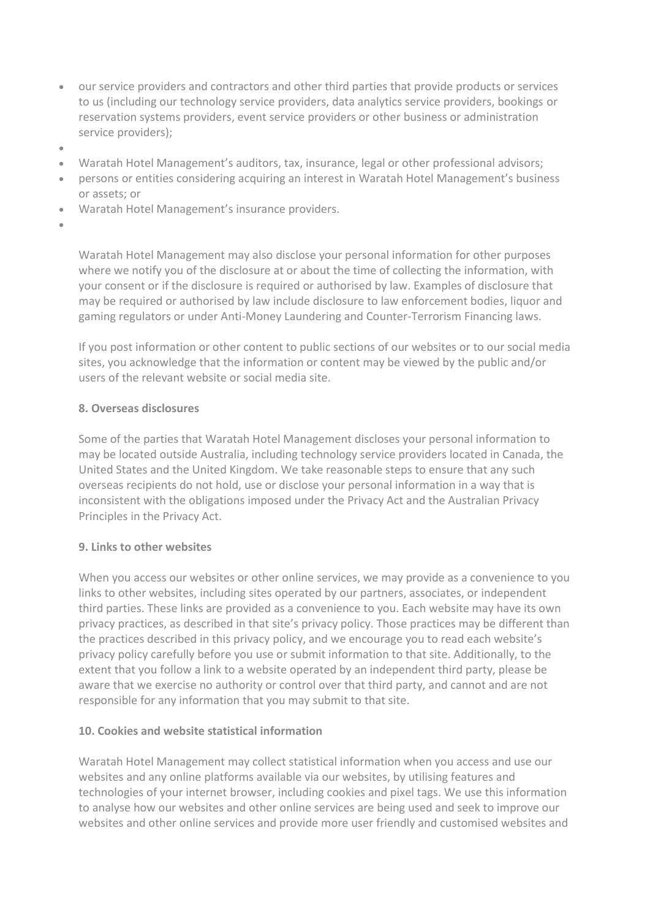- our service providers and contractors and other third parties that provide products or services to us (including our technology service providers, data analytics service providers, bookings or reservation systems providers, event service providers or other business or administration service providers);
- Waratah Hotel Management's auditors, tax, insurance, legal or other professional advisors;
- persons or entities considering acquiring an interest in Waratah Hotel Management's business or assets; or
- Waratah Hotel Management's insurance providers.

Waratah Hotel Management may also disclose your personal information for other purposes where we notify you of the disclosure at or about the time of collecting the information, with your consent or if the disclosure is required or authorised by law. Examples of disclosure that may be required or authorised by law include disclosure to law enforcement bodies, liquor and gaming regulators or under Anti-Money Laundering and Counter-Terrorism Financing laws.

If you post information or other content to public sections of our websites or to our social media sites, you acknowledge that the information or content may be viewed by the public and/or users of the relevant website or social media site.

**8. Overseas disclosures**

Some of the parties that Waratah Hotel Management discloses your personal information to may be located outside Australia, including technology service providers located in Canada, the United States and the United Kingdom. We take reasonable steps to ensure that any such overseas recipients do not hold, use or disclose your personal information in a way that is inconsistent with the obligations imposed under the Privacy Act and the Australian Privacy Principles in the Privacy Act.

**9. Links to other websites**

When you access our websites or other online services, we may provide as a convenience to you links to other websites, including sites operated by our partners, associates, or independent third parties. These links are provided as a convenience to you. Each website may have its own privacy practices, as described in that site's privacy policy. Those practices may be different than the practices described in this privacy policy, and we encourage you to read each website's privacy policy carefully before you use or submit information to that site. Additionally, to the extent that you follow a link to a website operated by an independent third party, please be aware that we exercise no authority or control over that third party, and cannot and are not responsible for any information that you may submit to that site.

**10. Cookies and website statistical information**

Waratah Hotel Management may collect statistical information when you access and use our websites and any online platforms available via our websites, by utilising features and technologies of your internet browser, including cookies and pixel tags. We use this information to analyse how our websites and other online services are being used and seek to improve our websites and other online services and provide more user friendly and customised websites and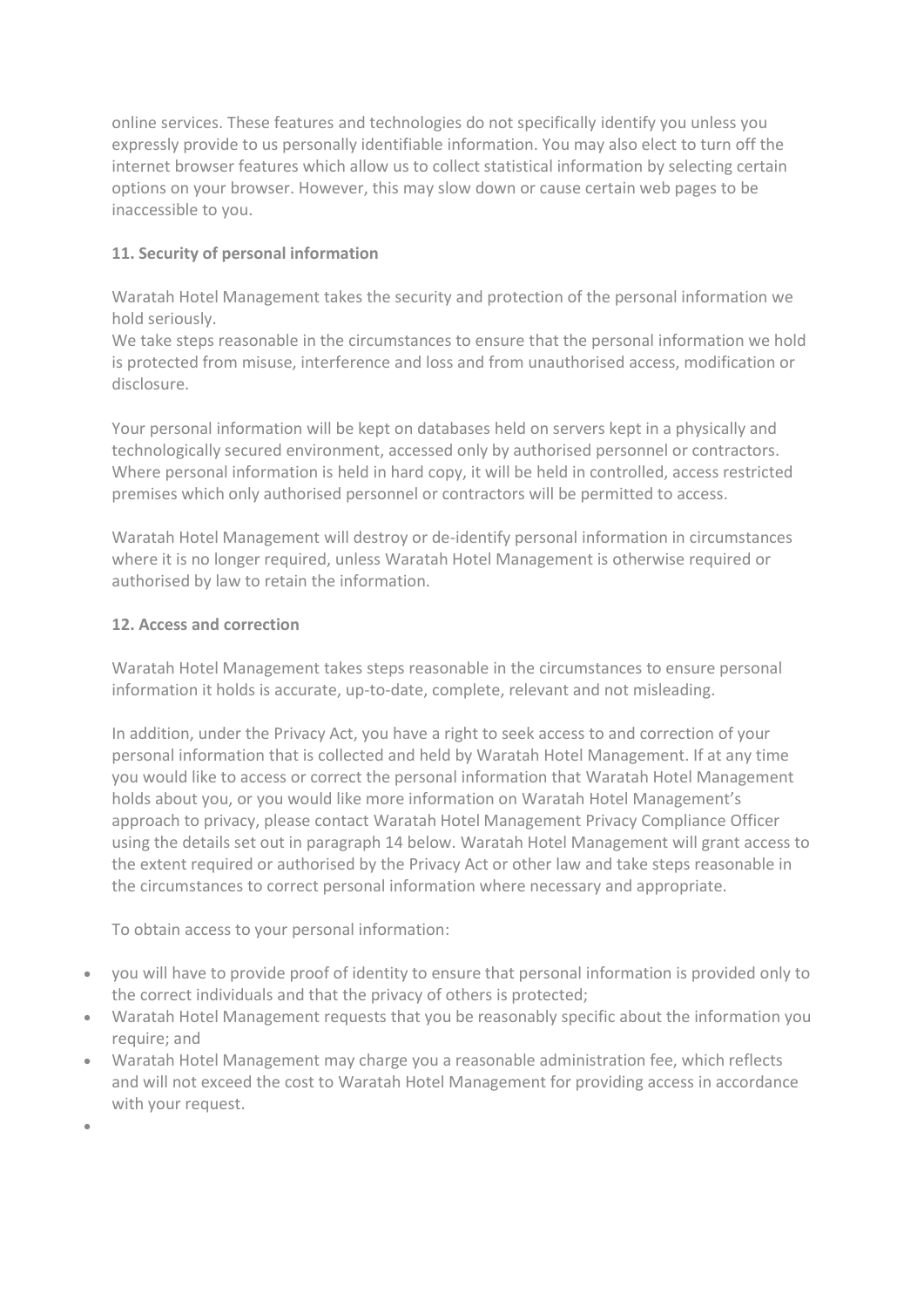online services. These features and technologies do not specifically identify you unless you expressly provide to us personally identifiable information. You may also elect to turn off the internet browser features which allow us to collect statistical information by selecting certain options on your browser. However, this may slow down or cause certain web pages to be inaccessible to you.

**11. Security of personal information**

Waratah Hotel Management takes the security and protection of the personal information we hold seriously.
We take steps reasonable in the circumstances to ensure that the personal information we hold is protected from misuse, interference and loss and from unauthorised access, modification or disclosure.

Your personal information will be kept on databases held on servers kept in a physically and technologically secured environment, accessed only by authorised personnel or contractors. Where personal information is held in hard copy, it will be held in controlled, access restricted premises which only authorised personnel or contractors will be permitted to access.

Waratah Hotel Management will destroy or de-identify personal information in circumstances where it is no longer required, unless Waratah Hotel Management is otherwise required or authorised by law to retain the information.

**12. Access and correction**

Waratah Hotel Management takes steps reasonable in the circumstances to ensure personal information it holds is accurate, up-to-date, complete, relevant and not misleading.

In addition, under the Privacy Act, you have a right to seek access to and correction of your personal information that is collected and held by Waratah Hotel Management. If at any time you would like to access or correct the personal information that Waratah Hotel Management holds about you, or you would like more information on Waratah Hotel Management's approach to privacy, please contact Waratah Hotel Management Privacy Compliance Officer using the details set out in paragraph 14 below. Waratah Hotel Management will grant access to the extent required or authorised by the Privacy Act or other law and take steps reasonable in the circumstances to correct personal information where necessary and appropriate.

To obtain access to your personal information:

- you will have to provide proof of identity to ensure that personal information is provided only to the correct individuals and that the privacy of others is protected;
- Waratah Hotel Management requests that you be reasonably specific about the information you require; and
- Waratah Hotel Management may charge you a reasonable administration fee, which reflects and will not exceed the cost to Waratah Hotel Management for providing access in accordance with your request.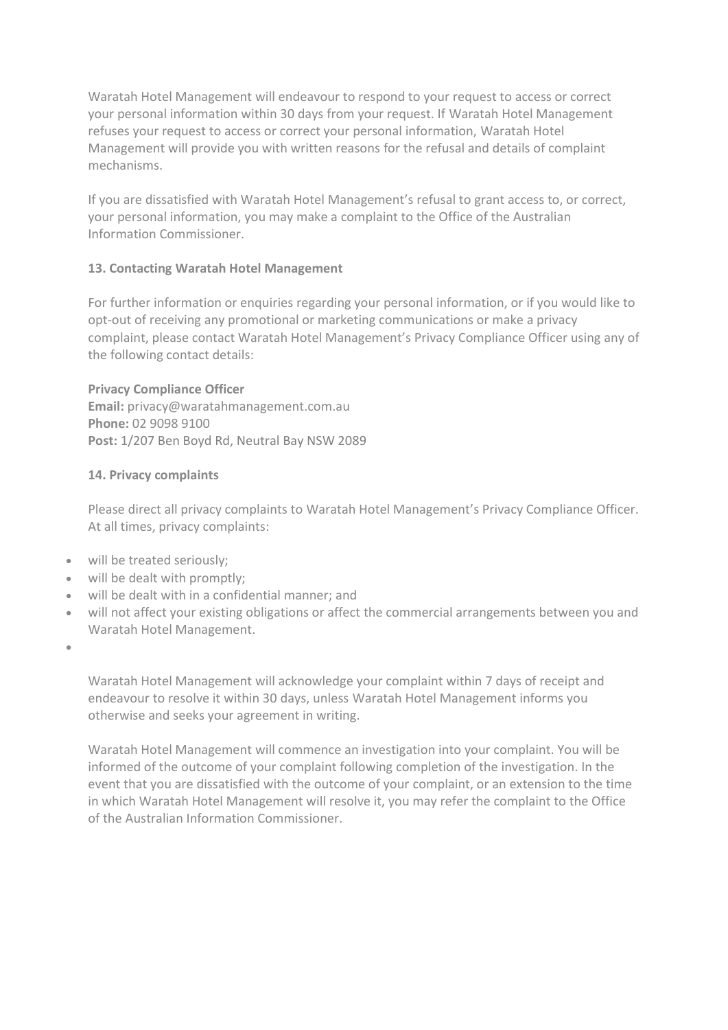Waratah Hotel Management will endeavour to respond to your request to access or correct your personal information within 30 days from your request. If Waratah Hotel Management refuses your request to access or correct your personal information, Waratah Hotel Management will provide you with written reasons for the refusal and details of complaint mechanisms.

If you are dissatisfied with Waratah Hotel Management's refusal to grant access to, or correct, your personal information, you may make a complaint to the Office of the Australian Information Commissioner.

## 13. Contacting Waratah Hotel Management

For further information or enquiries regarding your personal information, or if you would like to opt-out of receiving any promotional or marketing communications or make a privacy complaint, please contact Waratah Hotel Management's Privacy Compliance Officer using any of the following contact details:

**Privacy Compliance Officer**
**Email:** privacy@waratahmanagement.com.au
**Phone:** 02 9098 9100
**Post:** 1/207 Ben Boyd Rd, Neutral Bay NSW 2089

## 14. Privacy complaints

Please direct all privacy complaints to Waratah Hotel Management's Privacy Compliance Officer. At all times, privacy complaints:

- will be treated seriously;
- will be dealt with promptly;
- will be dealt with in a confidential manner; and
- will not affect your existing obligations or affect the commercial arrangements between you and Waratah Hotel Management.

Waratah Hotel Management will acknowledge your complaint within 7 days of receipt and endeavour to resolve it within 30 days, unless Waratah Hotel Management informs you otherwise and seeks your agreement in writing.

Waratah Hotel Management will commence an investigation into your complaint. You will be informed of the outcome of your complaint following completion of the investigation. In the event that you are dissatisfied with the outcome of your complaint, or an extension to the time in which Waratah Hotel Management will resolve it, you may refer the complaint to the Office of the Australian Information Commissioner.